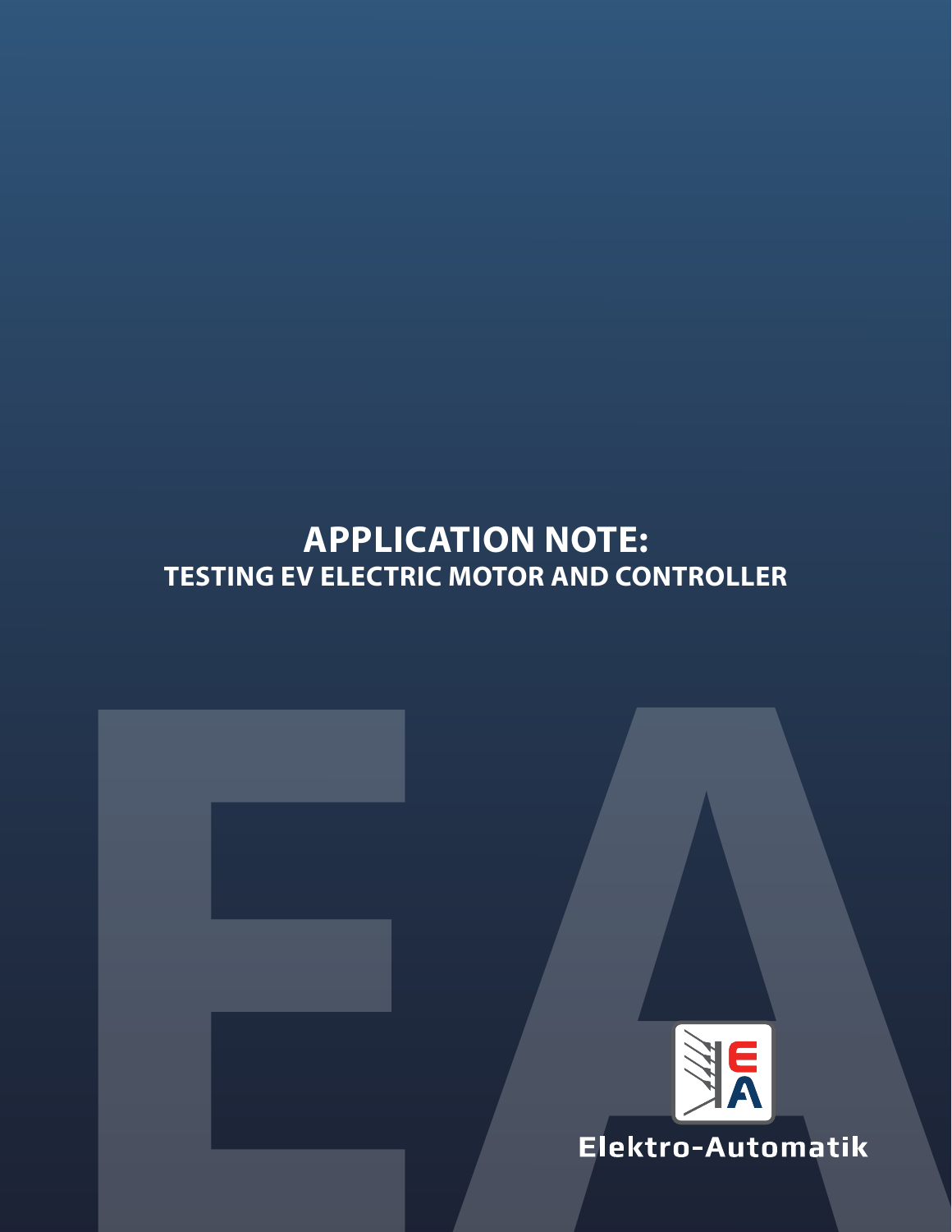# APPLICATION NOTE:

## TESTING EV ELECTRIC MOTOR AND CONTROLLER

Elektro-Automatik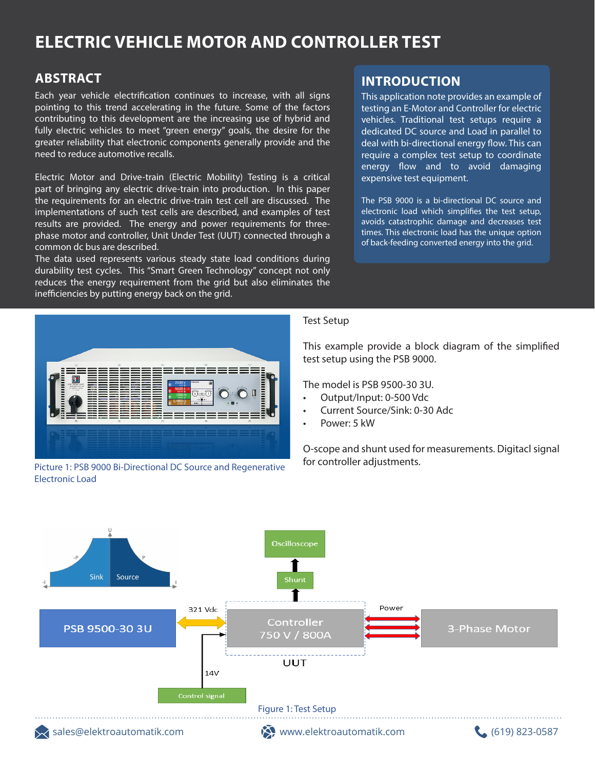# ELECTRIC VEHICLE MOTOR AND CONTROLLER TEST

## ABSTRACT

Each year vehicle electrification continues to increase, with all signs pointing to this trend accelerating in the future. Some of the factors contributing to this development are the increasing use of hybrid and fully electric vehicles to meet "green energy" goals, the desire for the greater reliability that electronic components generally provide and the need to reduce automotive recalls.

Electric Motor and Drive-train (Electric Mobility) Testing is a critical part of bringing any electric drive-train into production. In this paper the requirements for an electric drive-train test cell are discussed. The implementations of such test cells are described, and examples of test results are provided. The energy and power requirements for three-phase motor and controller, Unit Under Test (UUT) connected through a common dc bus are described.
The data used represents various steady state load conditions during durability test cycles. This "Smart Green Technology" concept not only reduces the energy requirement from the grid but also eliminates the inefficiencies by putting energy back on the grid.

## INTRODUCTION

This application note provides an example of testing an E-Motor and Controller for electric vehicles. Traditional test setups require a dedicated DC source and Load in parallel to deal with bi-directional energy flow. This can require a complex test setup to coordinate energy flow and to avoid damaging expensive test equipment.

The PSB 9000 is a bi-directional DC source and electronic load which simplifies the test setup, avoids catastrophic damage and decreases test times. This electronic load has the unique option of back-feeding converted energy into the grid.

Picture 1: PSB 9000 Bi-Directional DC Source and Regenerative Electronic Load

Test Setup

This example provide a block diagram of the simplified test setup using the PSB 9000.

The model is PSB 9500-30 3U.

- Output/Input: 0-500 Vdc
- Current Source/Sink: 0-30 Adc
- Power: 5 kW

O-scope and shunt used for measurements. Digitacl signal for controller adjustments.

Figure 1: Test Setup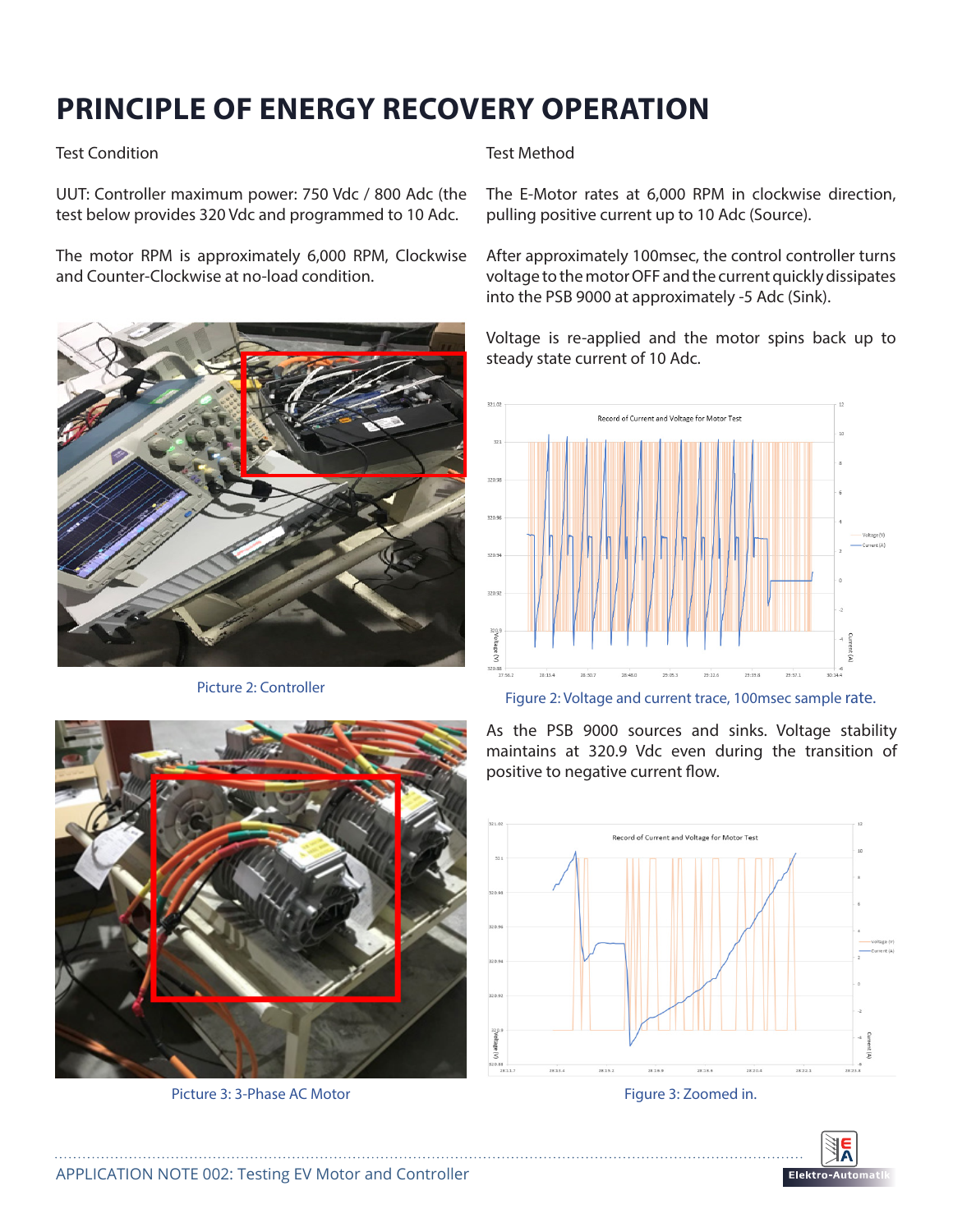# PRINCIPLE OF ENERGY RECOVERY OPERATION

Test Condition

UUT: Controller maximum power: 750 Vdc / 800 Adc (the test below provides 320 Vdc and programmed to 10 Adc.

The motor RPM is approximately 6,000 RPM, Clockwise and Counter-Clockwise at no-load condition.

Picture 2: Controller

Picture 3: 3-Phase AC Motor

Test Method

The E-Motor rates at 6,000 RPM in clockwise direction, pulling positive current up to 10 Adc (Source).

After approximately 100msec, the control controller turns voltage to the motor OFF and the current quickly dissipates into the PSB 9000 at approximately -5 Adc (Sink).

Voltage is re-applied and the motor spins back up to steady state current of 10 Adc.

Figure 2: Voltage and current trace, 100msec sample rate.

As the PSB 9000 sources and sinks. Voltage stability maintains at 320.9 Vdc even during the transition of positive to negative current flow.

Figure 3: Zoomed in.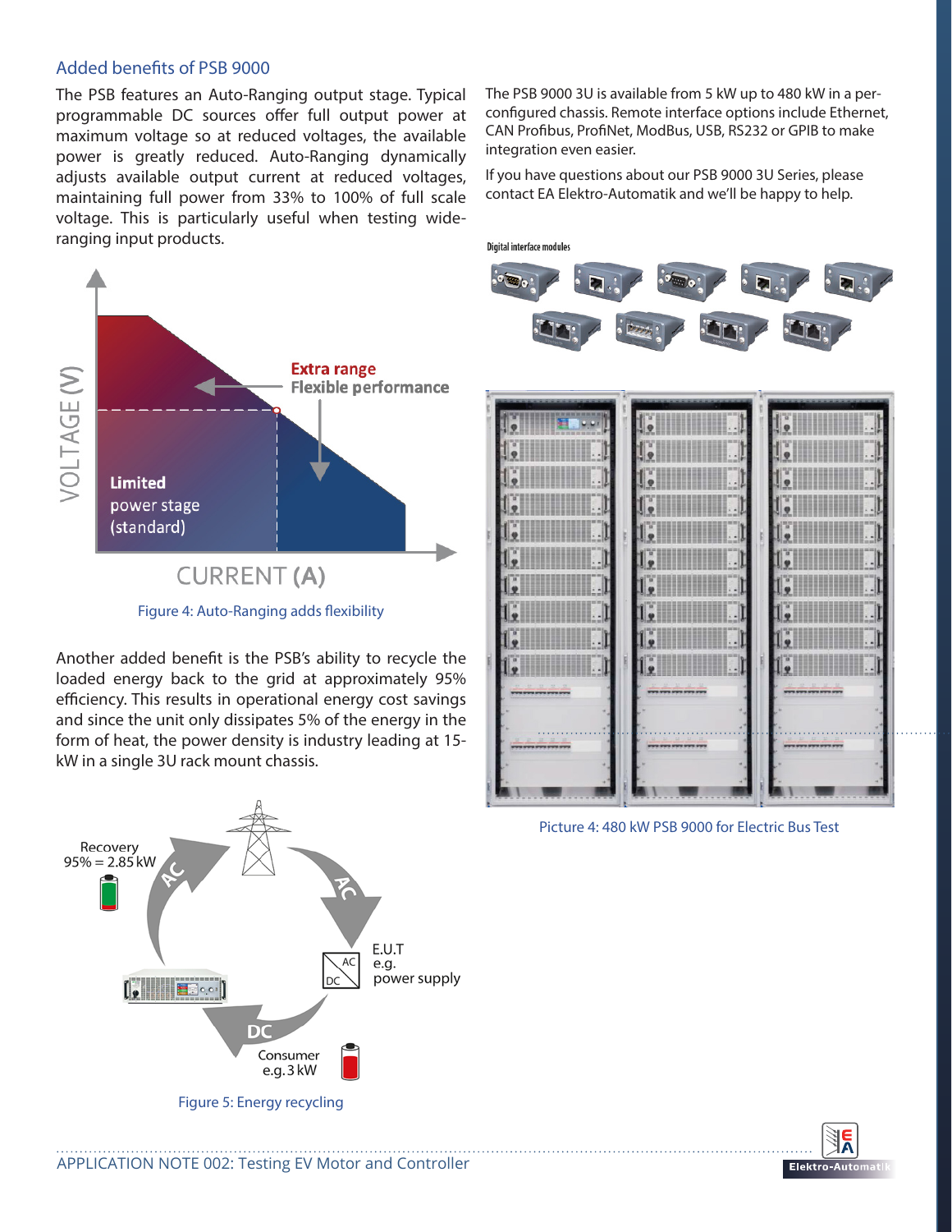## Added benefits of PSB 9000

The PSB features an Auto-Ranging output stage. Typical programmable DC sources offer full output power at maximum voltage so at reduced voltages, the available power is greatly reduced. Auto-Ranging dynamically adjusts available output current at reduced voltages, maintaining full power from 33% to 100% of full scale voltage. This is particularly useful when testing wide-ranging input products.

Figure 4: Auto-Ranging adds flexibility

Another added benefit is the PSB's ability to recycle the loaded energy back to the grid at approximately 95% efficiency. This results in operational energy cost savings and since the unit only dissipates 5% of the energy in the form of heat, the power density is industry leading at 15-kW in a single 3U rack mount chassis.

Figure 5: Energy recycling

The PSB 9000 3U is available from 5 kW up to 480 kW in a per-configured chassis. Remote interface options include Ethernet, CAN Profibus, ProfiNet, ModBus, USB, RS232 or GPIB to make integration even easier.

If you have questions about our PSB 9000 3U Series, please contact EA Elektro-Automatik and we'll be happy to help.

Picture 4: 480 kW PSB 9000 for Electric Bus Test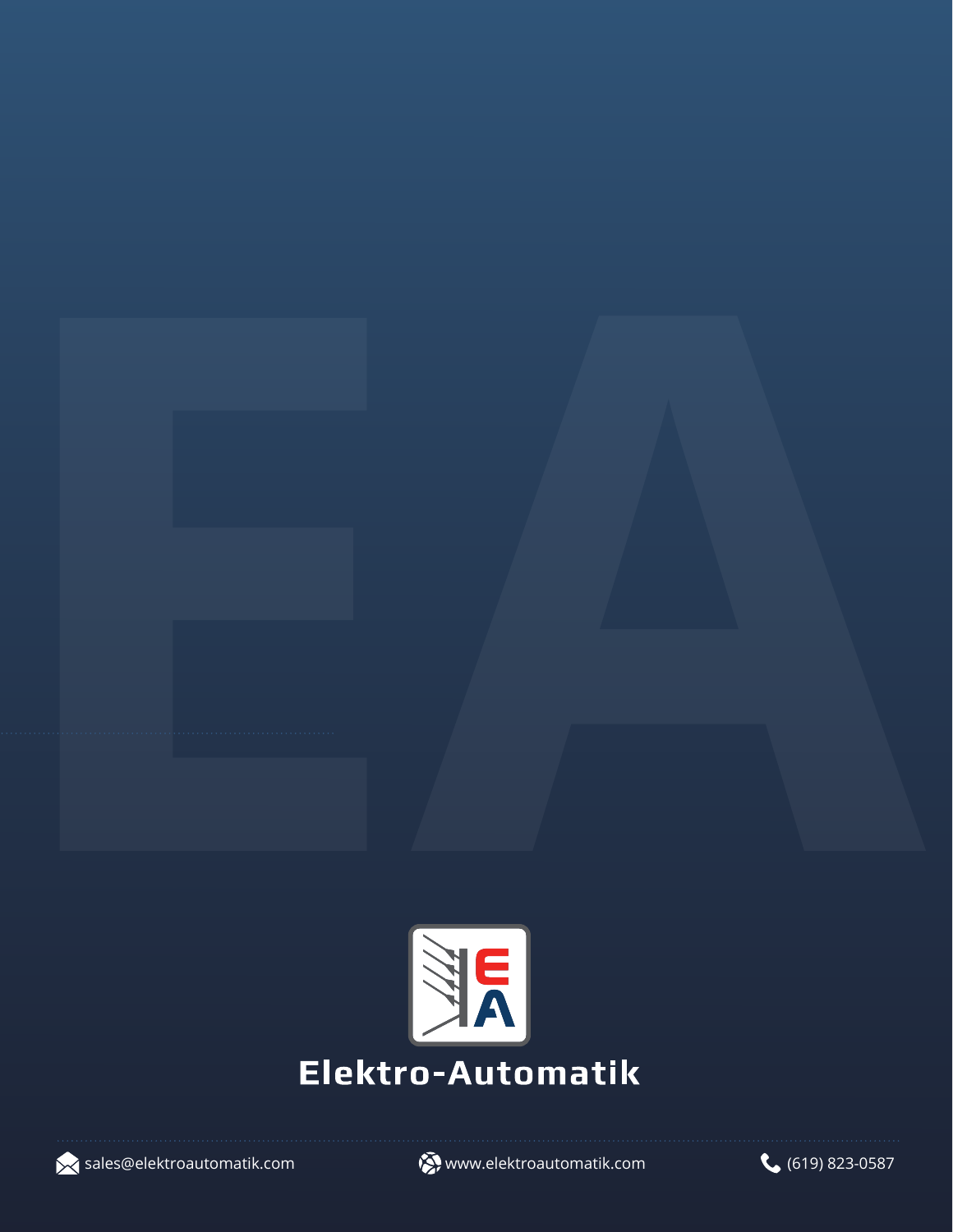**Elektro-Automatik**

sales@elektroautomatik.com www.elektroautomatik.com (619) 823-0587